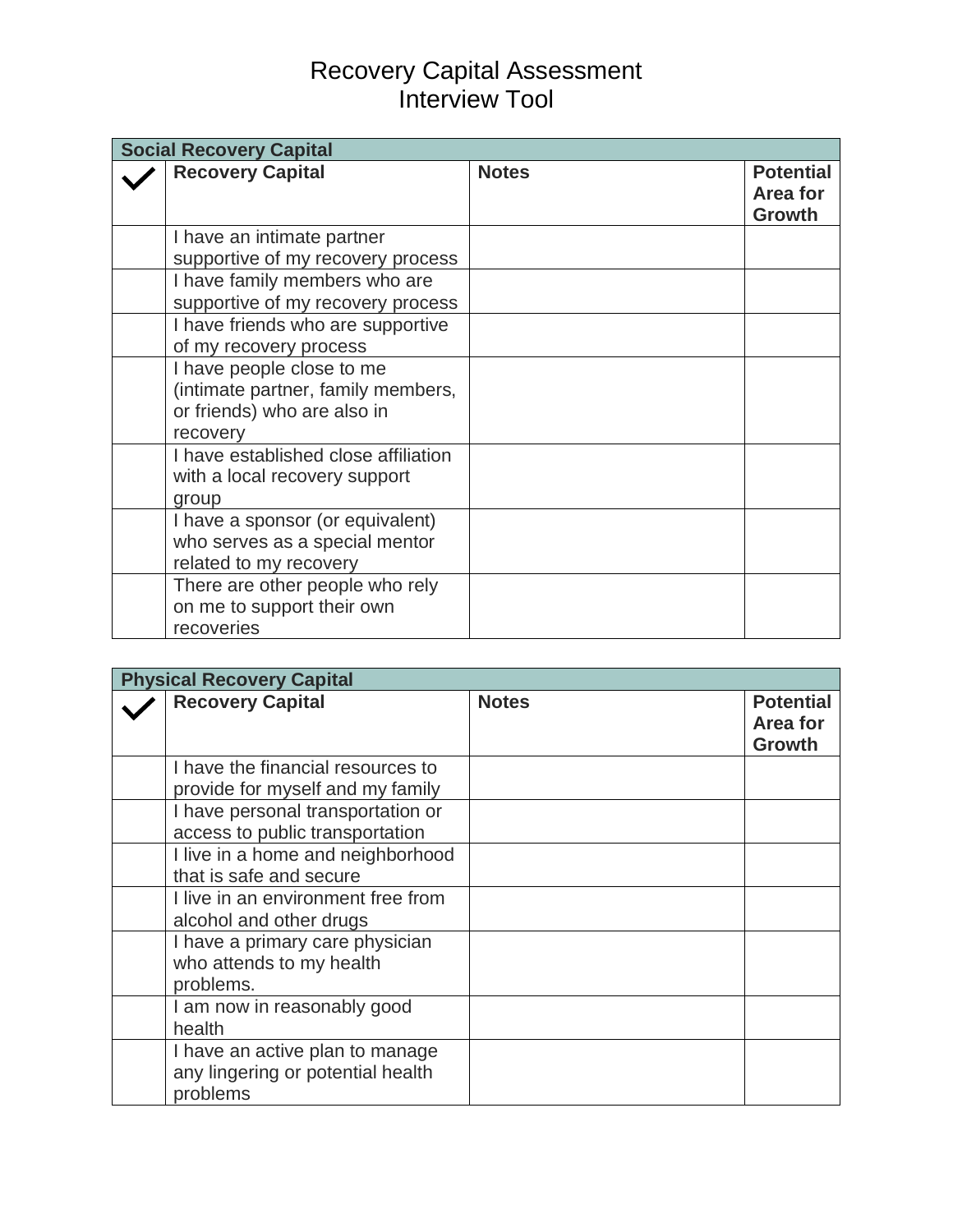# Recovery Capital Assessment
# Interview Tool

| Social Recovery Capital | | | |
|---|---|---|---|
| ✓ | **Recovery Capital** | **Notes** | **Potential Area for Growth** |
| | I have an intimate partner supportive of my recovery process | | |
| | I have family members who are supportive of my recovery process | | |
| | I have friends who are supportive of my recovery process | | |
| | I have people close to me (intimate partner, family members, or friends) who are also in recovery | | |
| | I have established close affiliation with a local recovery support group | | |
| | I have a sponsor (or equivalent) who serves as a special mentor related to my recovery | | |
| | There are other people who rely on me to support their own recoveries | | |

| Physical Recovery Capital | | | |
|---|---|---|---|
| ✓ | **Recovery Capital** | **Notes** | **Potential Area for Growth** |
| | I have the financial resources to provide for myself and my family | | |
| | I have personal transportation or access to public transportation | | |
| | I live in a home and neighborhood that is safe and secure | | |
| | I live in an environment free from alcohol and other drugs | | |
| | I have a primary care physician who attends to my health problems. | | |
| | I am now in reasonably good health | | |
| | I have an active plan to manage any lingering or potential health problems | | |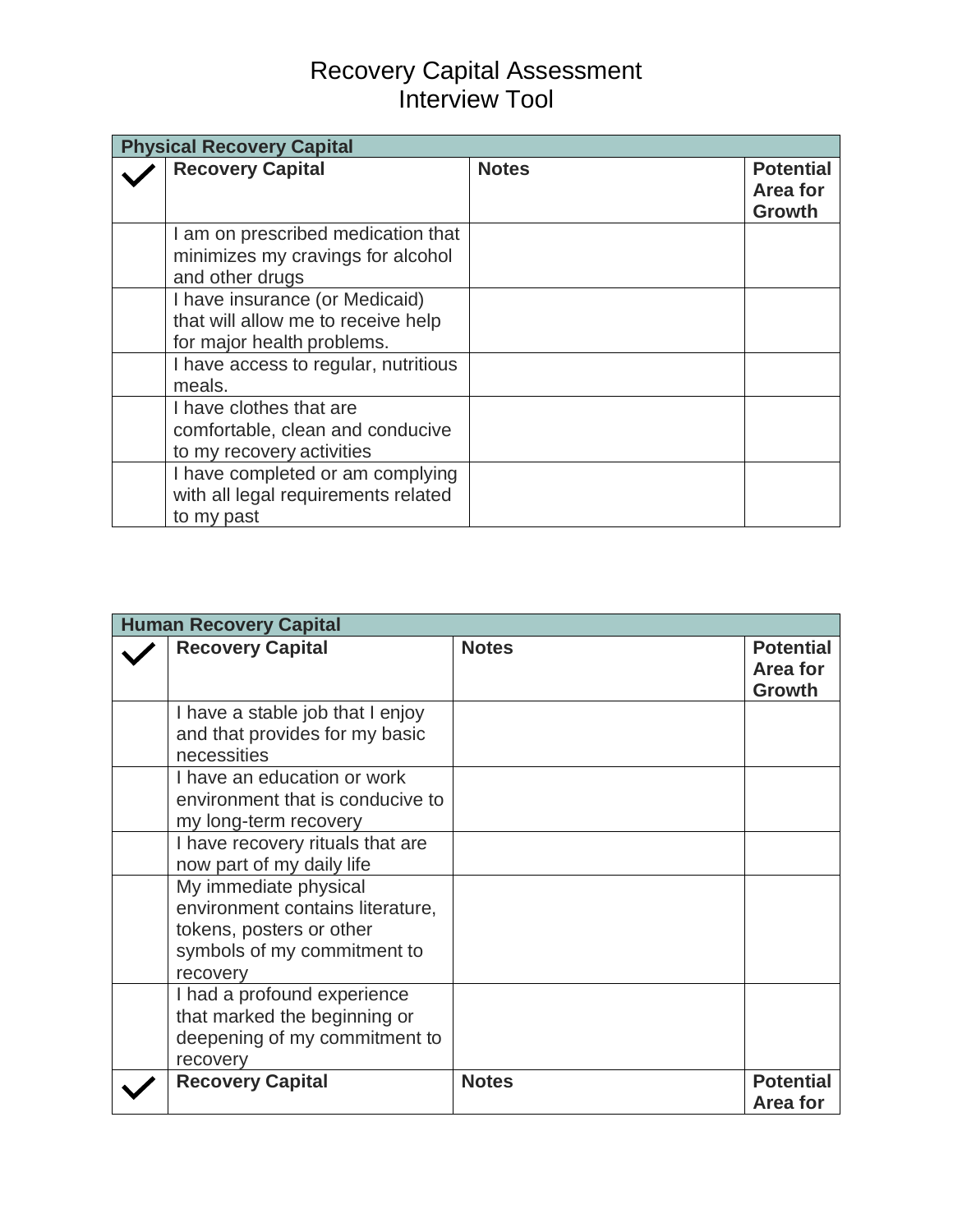# Recovery Capital Assessment Interview Tool

| Physical Recovery Capital | | | |
|---|---|---|---|
| ✓ | **Recovery Capital** | **Notes** | **Potential Area for Growth** |
| | I am on prescribed medication that minimizes my cravings for alcohol and other drugs | | |
| | I have insurance (or Medicaid) that will allow me to receive help for major health problems. | | |
| | I have access to regular, nutritious meals. | | |
| | I have clothes that are comfortable, clean and conducive to my recovery activities | | |
| | I have completed or am complying with all legal requirements related to my past | | |

| Human Recovery Capital | | | |
|---|---|---|---|
| ✓ | **Recovery Capital** | **Notes** | **Potential Area for Growth** |
| | I have a stable job that I enjoy and that provides for my basic necessities | | |
| | I have an education or work environment that is conducive to my long-term recovery | | |
| | I have recovery rituals that are now part of my daily life | | |
| | My immediate physical environment contains literature, tokens, posters or other symbols of my commitment to recovery | | |
| | I had a profound experience that marked the beginning or deepening of my commitment to recovery | | |
| ✓ | **Recovery Capital** | **Notes** | **Potential Area for** |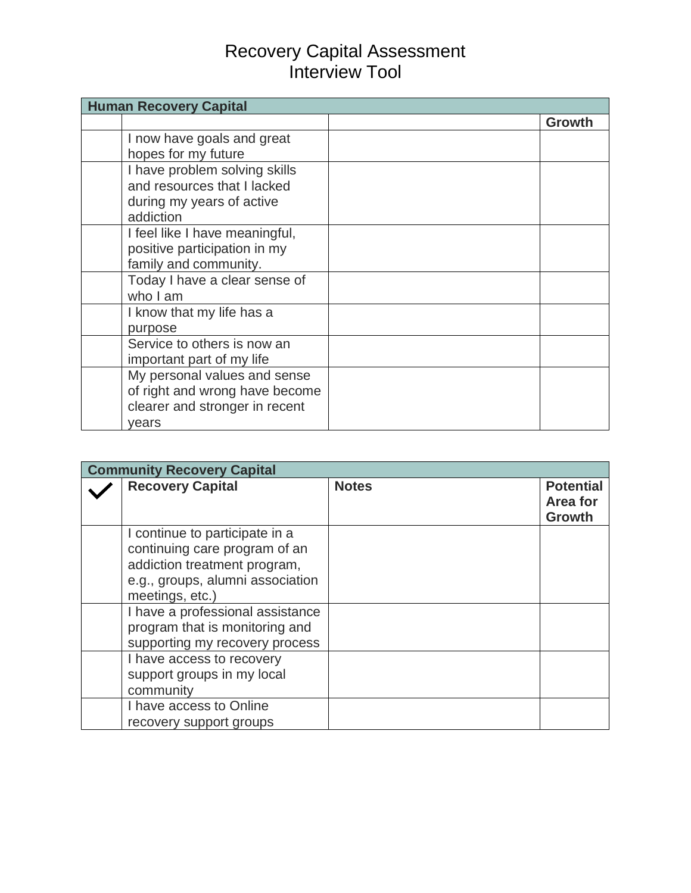# Recovery Capital Assessment
# Interview Tool

| Human Recovery Capital | | | |
|---|---|---|---|
| | | | Growth |
| | I now have goals and great hopes for my future | | |
| | I have problem solving skills and resources that I lacked during my years of active addiction | | |
| | I feel like I have meaningful, positive participation in my family and community. | | |
| | Today I have a clear sense of who I am | | |
| | I know that my life has a purpose | | |
| | Service to others is now an important part of my life | | |
| | My personal values and sense of right and wrong have become clearer and stronger in recent years | | |

| Community Recovery Capital | | | |
|---|---|---|---|
| ✓ | **Recovery Capital** | **Notes** | **Potential Area for Growth** |
| | I continue to participate in a continuing care program of an addiction treatment program, e.g., groups, alumni association meetings, etc.) | | |
| | I have a professional assistance program that is monitoring and supporting my recovery process | | |
| | I have access to recovery support groups in my local community | | |
| | I have access to Online recovery support groups | | |